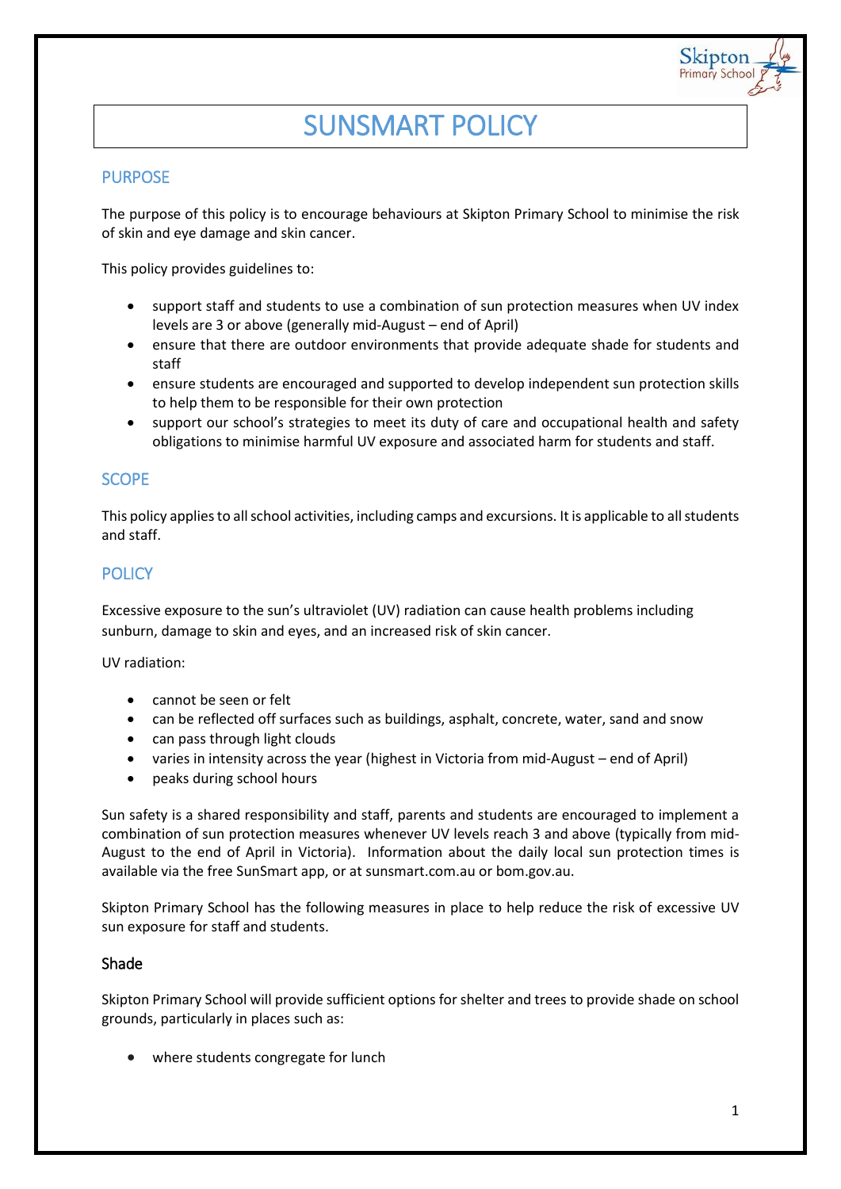# SUNSMART POLICY

## PURPOSE

The purpose of this policy is to encourage behaviours at Skipton Primary School to minimise the risk of skin and eye damage and skin cancer.

This policy provides guidelines to:

- support staff and students to use a combination of sun protection measures when UV index levels are 3 or above (generally mid-August – end of April)
- ensure that there are outdoor environments that provide adequate shade for students and staff
- ensure students are encouraged and supported to develop independent sun protection skills to help them to be responsible for their own protection
- support our school's strategies to meet its duty of care and occupational health and safety obligations to minimise harmful UV exposure and associated harm for students and staff.

## SCOPE

This policy applies to all school activities, including camps and excursions. It is applicable to all students and staff.

## POLICY

Excessive exposure to the sun's ultraviolet (UV) radiation can cause health problems including sunburn, damage to skin and eyes, and an increased risk of skin cancer.

UV radiation:

- cannot be seen or felt
- can be reflected off surfaces such as buildings, asphalt, concrete, water, sand and snow
- can pass through light clouds
- varies in intensity across the year (highest in Victoria from mid-August – end of April)
- peaks during school hours

Sun safety is a shared responsibility and staff, parents and students are encouraged to implement a combination of sun protection measures whenever UV levels reach 3 and above (typically from mid-August to the end of April in Victoria). Information about the daily local sun protection times is available via the free SunSmart app, or at sunsmart.com.au or bom.gov.au.

Skipton Primary School has the following measures in place to help reduce the risk of excessive UV sun exposure for staff and students.

### Shade

Skipton Primary School will provide sufficient options for shelter and trees to provide shade on school grounds, particularly in places such as:

- where students congregate for lunch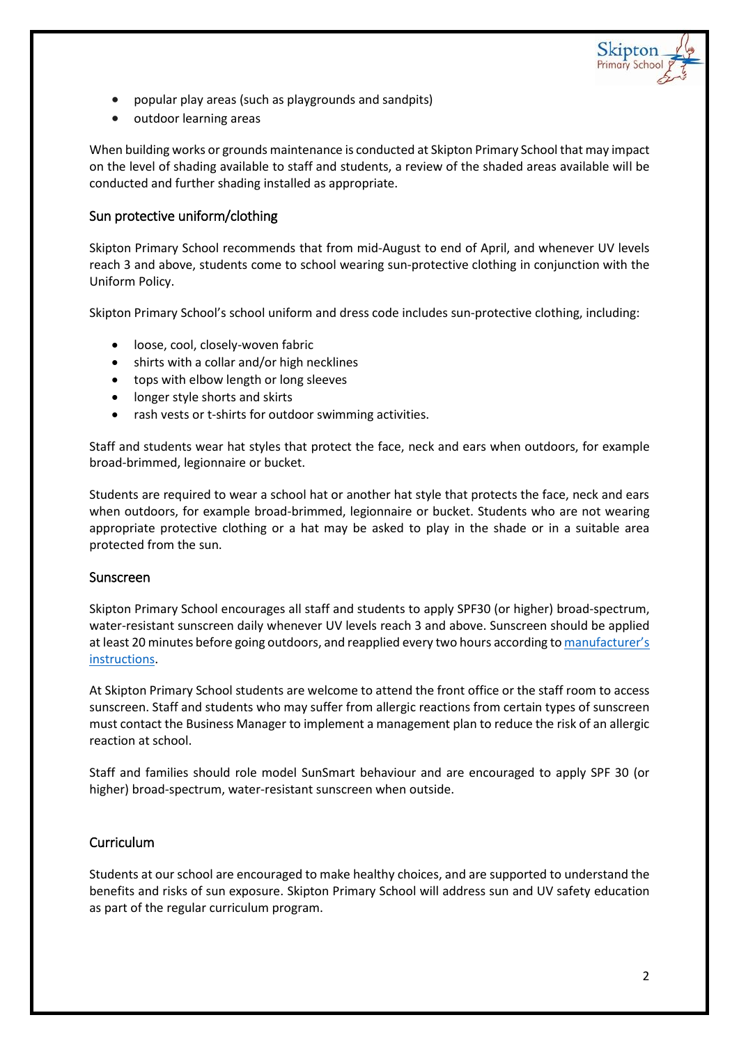- popular play areas (such as playgrounds and sandpits)
- outdoor learning areas

When building works or grounds maintenance is conducted at Skipton Primary School that may impact on the level of shading available to staff and students, a review of the shaded areas available will be conducted and further shading installed as appropriate.

## Sun protective uniform/clothing

Skipton Primary School recommends that from mid-August to end of April, and whenever UV levels reach 3 and above, students come to school wearing sun-protective clothing in conjunction with the Uniform Policy.

Skipton Primary School's school uniform and dress code includes sun-protective clothing, including:

- loose, cool, closely-woven fabric
- shirts with a collar and/or high necklines
- tops with elbow length or long sleeves
- longer style shorts and skirts
- rash vests or t-shirts for outdoor swimming activities.

Staff and students wear hat styles that protect the face, neck and ears when outdoors, for example broad-brimmed, legionnaire or bucket.

Students are required to wear a school hat or another hat style that protects the face, neck and ears when outdoors, for example broad-brimmed, legionnaire or bucket. Students who are not wearing appropriate protective clothing or a hat may be asked to play in the shade or in a suitable area protected from the sun.

## Sunscreen

Skipton Primary School encourages all staff and students to apply SPF30 (or higher) broad-spectrum, water-resistant sunscreen daily whenever UV levels reach 3 and above. Sunscreen should be applied at least 20 minutes before going outdoors, and reapplied every two hours according to manufacturer's instructions.

At Skipton Primary School students are welcome to attend the front office or the staff room to access sunscreen. Staff and students who may suffer from allergic reactions from certain types of sunscreen must contact the Business Manager to implement a management plan to reduce the risk of an allergic reaction at school.

Staff and families should role model SunSmart behaviour and are encouraged to apply SPF 30 (or higher) broad-spectrum, water-resistant sunscreen when outside.

## Curriculum

Students at our school are encouraged to make healthy choices, and are supported to understand the benefits and risks of sun exposure. Skipton Primary School will address sun and UV safety education as part of the regular curriculum program.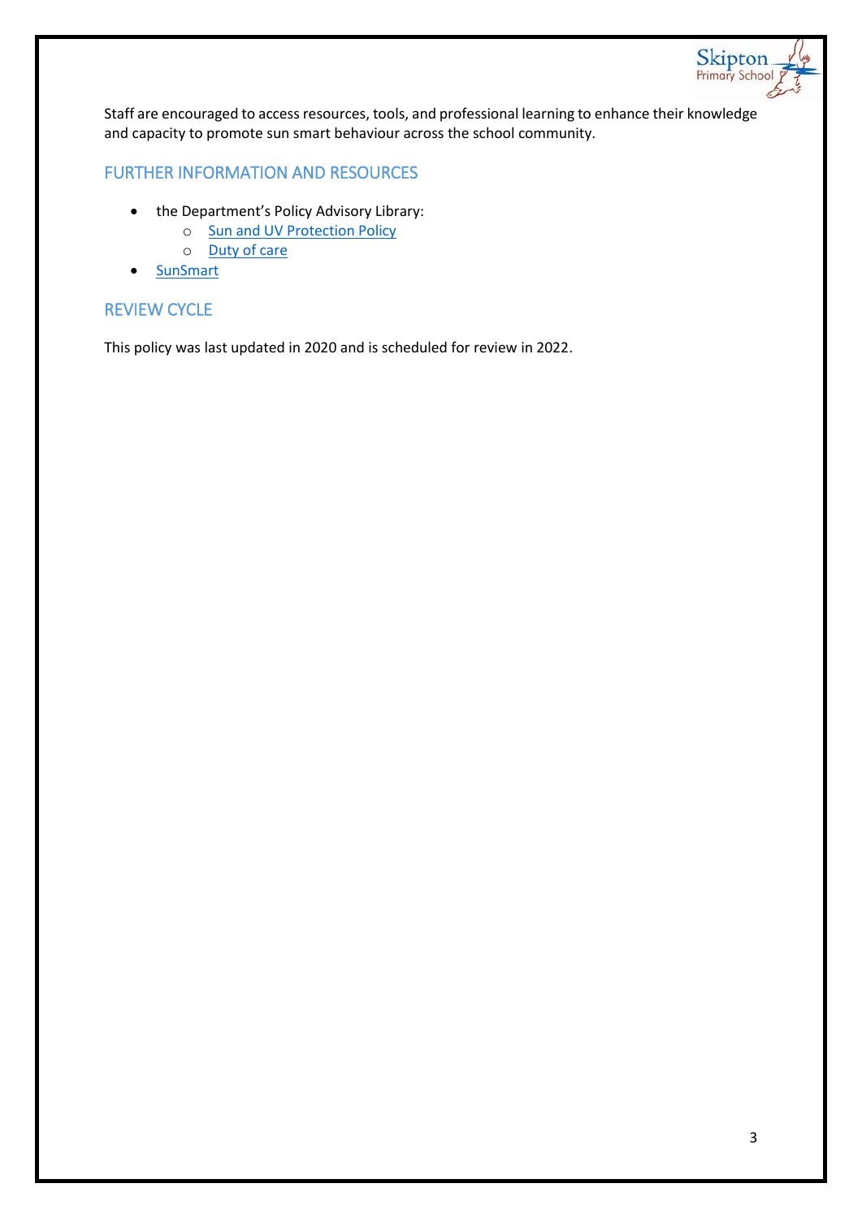Staff are encouraged to access resources, tools, and professional learning to enhance their knowledge and capacity to promote sun smart behaviour across the school community.

## FURTHER INFORMATION AND RESOURCES

- the Department's Policy Advisory Library:
  - Sun and UV Protection Policy
  - Duty of care
- SunSmart

## REVIEW CYCLE

This policy was last updated in 2020 and is scheduled for review in 2022.